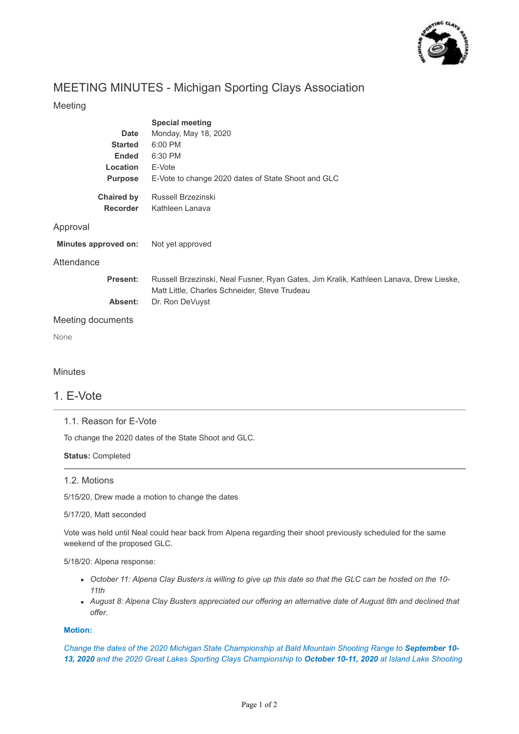# MEETING MINUTES - Michigan Sporting Clays Association

## Meeting

| | |
|---|---|
| | **Special meeting** |
| **Date** | Monday, May 18, 2020 |
| **Started** | 6:00 PM |
| **Ended** | 6:30 PM |
| **Location** | E-Vote |
| **Purpose** | E-Vote to change 2020 dates of State Shoot and GLC |
| **Chaired by** | Russell Brzezinski |
| **Recorder** | Kathleen Lanava |

## Approval

**Minutes approved on:** Not yet approved

## Attendance

**Present:** Russell Brzezinski, Neal Fusner, Ryan Gates, Jim Kralik, Kathleen Lanava, Drew Lieske, Matt Little, Charles Schneider, Steve Trudeau

**Absent:** Dr. Ron DeVuyst

## Meeting documents

None

## Minutes

# 1. E-Vote

### 1.1. Reason for E-Vote

To change the 2020 dates of the State Shoot and GLC.

**Status:** Completed

### 1.2. Motions

5/15/20, Drew made a motion to change the dates

5/17/20, Matt seconded

Vote was held until Neal could hear back from Alpena regarding their shoot previously scheduled for the same weekend of the proposed GLC.

5/18/20: Alpena response:

- *October 11: Alpena Clay Busters is willing to give up this date so that the GLC can be hosted on the 10-11th*
- *August 8: Alpena Clay Busters appreciated our offering an alternative date of August 8th and declined that offer.*

**Motion:**

*Change the dates of the 2020 Michigan State Championship at Bald Mountain Shooting Range to **September 10-13, 2020** and the 2020 Great Lakes Sporting Clays Championship to **October 10-11, 2020** at Island Lake Shooting*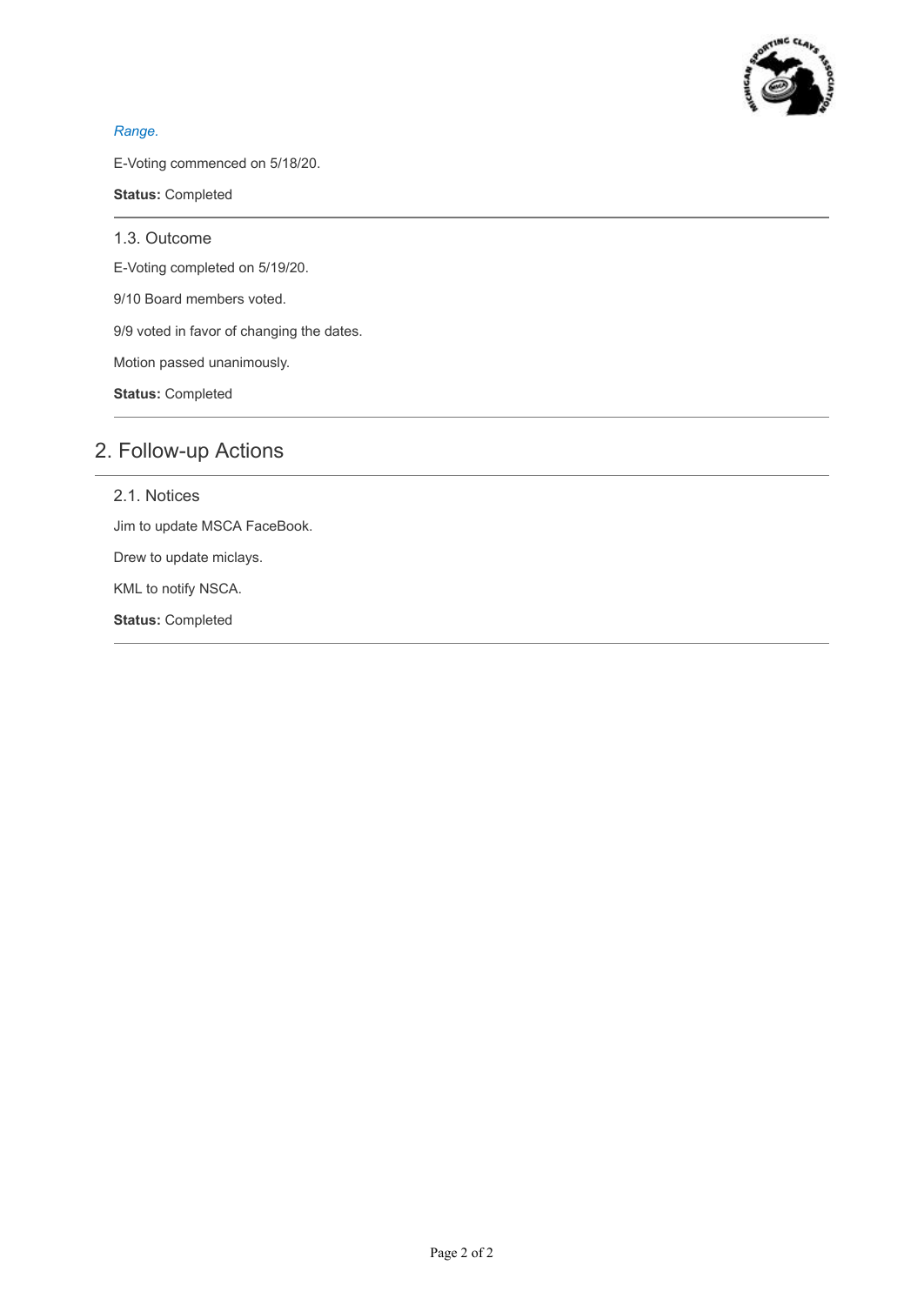*Range.*

E-Voting commenced on 5/18/20.

**Status:** Completed

---

### 1.3. Outcome

E-Voting completed on 5/19/20.

9/10 Board members voted.

9/9 voted in favor of changing the dates.

Motion passed unanimously.

**Status:** Completed

---

## 2. Follow-up Actions

---

### 2.1. Notices

Jim to update MSCA FaceBook.

Drew to update miclays.

KML to notify NSCA.

**Status:** Completed

---